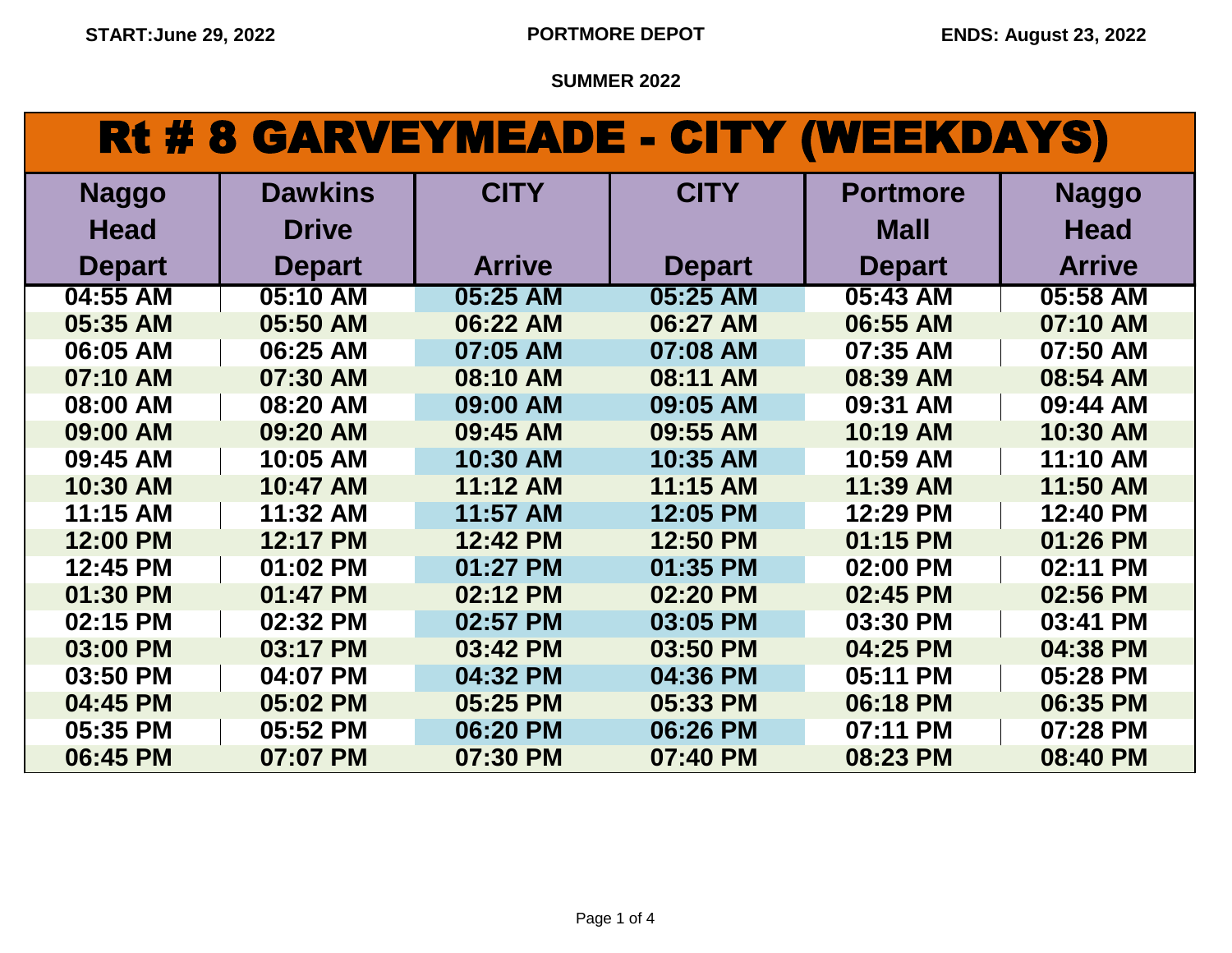START:June 29, 2022 | PORTMORE DEPOT | ENDS: August 23, 2022

SUMMER 2022

# Rt # 8 GARVEYMEADE - CITY (WEEKDAYS)

| Naggo Head Depart | Dawkins Drive Depart | CITY Arrive | CITY Depart | Portmore Mall Depart | Naggo Head Arrive |
|---|---|---|---|---|---|
| 04:55 AM | 05:10 AM | 05:25 AM | 05:25 AM | 05:43 AM | 05:58 AM |
| 05:35 AM | 05:50 AM | 06:22 AM | 06:27 AM | 06:55 AM | 07:10 AM |
| 06:05 AM | 06:25 AM | 07:05 AM | 07:08 AM | 07:35 AM | 07:50 AM |
| 07:10 AM | 07:30 AM | 08:10 AM | 08:11 AM | 08:39 AM | 08:54 AM |
| 08:00 AM | 08:20 AM | 09:00 AM | 09:05 AM | 09:31 AM | 09:44 AM |
| 09:00 AM | 09:20 AM | 09:45 AM | 09:55 AM | 10:19 AM | 10:30 AM |
| 09:45 AM | 10:05 AM | 10:30 AM | 10:35 AM | 10:59 AM | 11:10 AM |
| 10:30 AM | 10:47 AM | 11:12 AM | 11:15 AM | 11:39 AM | 11:50 AM |
| 11:15 AM | 11:32 AM | 11:57 AM | 12:05 PM | 12:29 PM | 12:40 PM |
| 12:00 PM | 12:17 PM | 12:42 PM | 12:50 PM | 01:15 PM | 01:26 PM |
| 12:45 PM | 01:02 PM | 01:27 PM | 01:35 PM | 02:00 PM | 02:11 PM |
| 01:30 PM | 01:47 PM | 02:12 PM | 02:20 PM | 02:45 PM | 02:56 PM |
| 02:15 PM | 02:32 PM | 02:57 PM | 03:05 PM | 03:30 PM | 03:41 PM |
| 03:00 PM | 03:17 PM | 03:42 PM | 03:50 PM | 04:25 PM | 04:38 PM |
| 03:50 PM | 04:07 PM | 04:32 PM | 04:36 PM | 05:11 PM | 05:28 PM |
| 04:45 PM | 05:02 PM | 05:25 PM | 05:33 PM | 06:18 PM | 06:35 PM |
| 05:35 PM | 05:52 PM | 06:20 PM | 06:26 PM | 07:11 PM | 07:28 PM |
| 06:45 PM | 07:07 PM | 07:30 PM | 07:40 PM | 08:23 PM | 08:40 PM |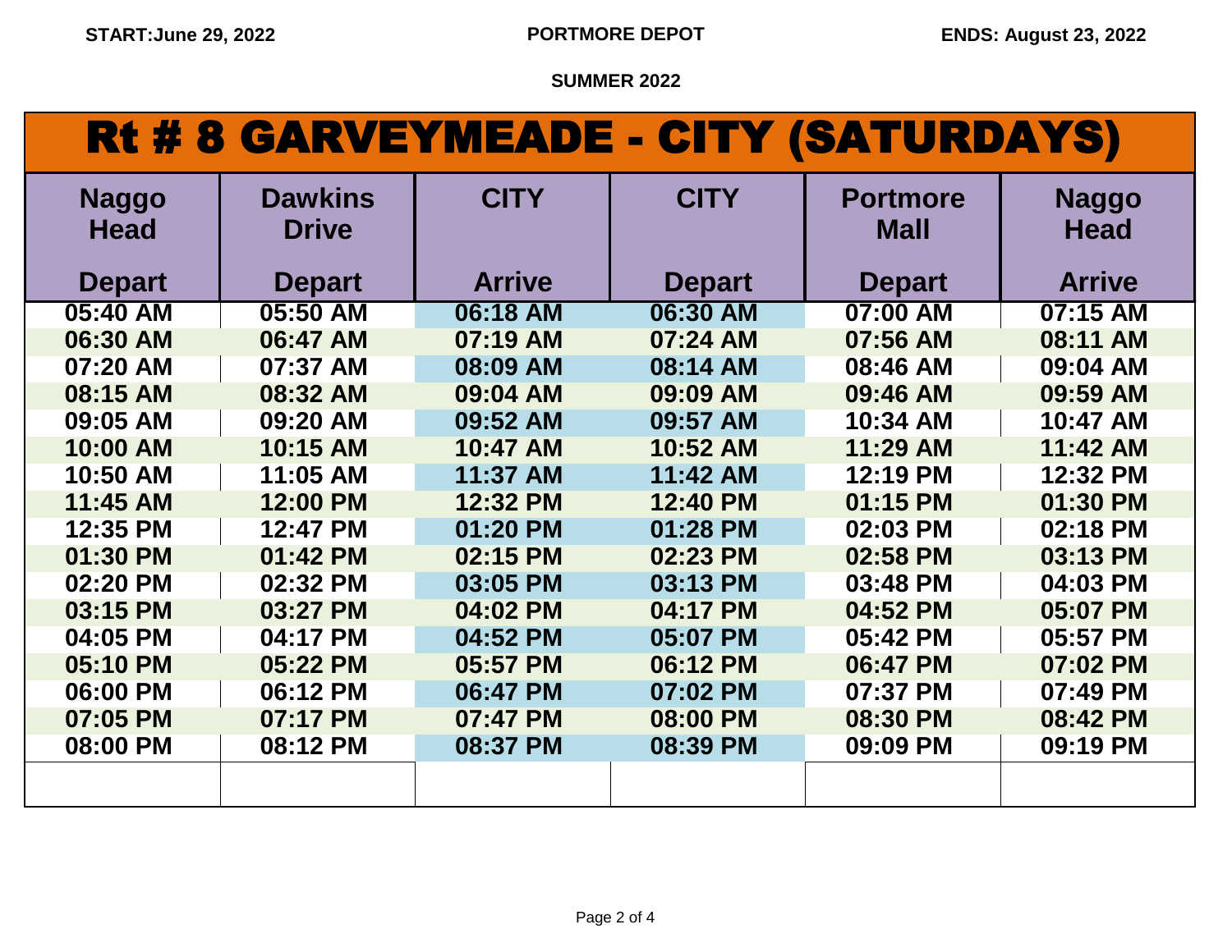**START:June 29, 2022** **PORTMORE DEPOT** **ENDS: August 23, 2022**

**SUMMER 2022**

# Rt # 8 GARVEYMEADE - CITY (SATURDAYS)

| Naggo Head Depart | Dawkins Drive Depart | CITY Arrive | CITY Depart | Portmore Mall Depart | Naggo Head Arrive |
|---|---|---|---|---|---|
| 05:40 AM | 05:50 AM | 06:18 AM | 06:30 AM | 07:00 AM | 07:15 AM |
| 06:30 AM | 06:47 AM | 07:19 AM | 07:24 AM | 07:56 AM | 08:11 AM |
| 07:20 AM | 07:37 AM | 08:09 AM | 08:14 AM | 08:46 AM | 09:04 AM |
| 08:15 AM | 08:32 AM | 09:04 AM | 09:09 AM | 09:46 AM | 09:59 AM |
| 09:05 AM | 09:20 AM | 09:52 AM | 09:57 AM | 10:34 AM | 10:47 AM |
| 10:00 AM | 10:15 AM | 10:47 AM | 10:52 AM | 11:29 AM | 11:42 AM |
| 10:50 AM | 11:05 AM | 11:37 AM | 11:42 AM | 12:19 PM | 12:32 PM |
| 11:45 AM | 12:00 PM | 12:32 PM | 12:40 PM | 01:15 PM | 01:30 PM |
| 12:35 PM | 12:47 PM | 01:20 PM | 01:28 PM | 02:03 PM | 02:18 PM |
| 01:30 PM | 01:42 PM | 02:15 PM | 02:23 PM | 02:58 PM | 03:13 PM |
| 02:20 PM | 02:32 PM | 03:05 PM | 03:13 PM | 03:48 PM | 04:03 PM |
| 03:15 PM | 03:27 PM | 04:02 PM | 04:17 PM | 04:52 PM | 05:07 PM |
| 04:05 PM | 04:17 PM | 04:52 PM | 05:07 PM | 05:42 PM | 05:57 PM |
| 05:10 PM | 05:22 PM | 05:57 PM | 06:12 PM | 06:47 PM | 07:02 PM |
| 06:00 PM | 06:12 PM | 06:47 PM | 07:02 PM | 07:37 PM | 07:49 PM |
| 07:05 PM | 07:17 PM | 07:47 PM | 08:00 PM | 08:30 PM | 08:42 PM |
| 08:00 PM | 08:12 PM | 08:37 PM | 08:39 PM | 09:09 PM | 09:19 PM |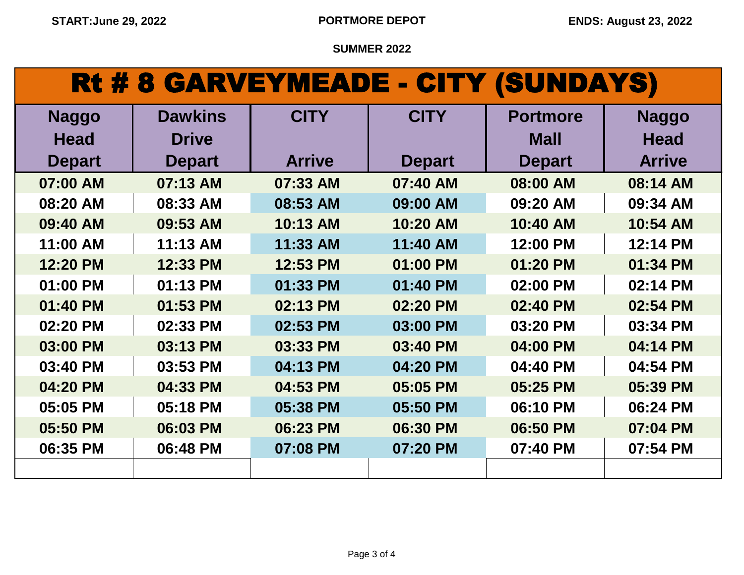START:June 29, 2022 | PORTMORE DEPOT | ENDS: August 23, 2022

**SUMMER 2022**

# Rt # 8 GARVEYMEADE - CITY (SUNDAYS)

| Naggo Head Depart | Dawkins Drive Depart | CITY Arrive | CITY Depart | Portmore Mall Depart | Naggo Head Arrive |
|---|---|---|---|---|---|
| 07:00 AM | 07:13 AM | 07:33 AM | 07:40 AM | 08:00 AM | 08:14 AM |
| 08:20 AM | 08:33 AM | 08:53 AM | 09:00 AM | 09:20 AM | 09:34 AM |
| 09:40 AM | 09:53 AM | 10:13 AM | 10:20 AM | 10:40 AM | 10:54 AM |
| 11:00 AM | 11:13 AM | 11:33 AM | 11:40 AM | 12:00 PM | 12:14 PM |
| 12:20 PM | 12:33 PM | 12:53 PM | 01:00 PM | 01:20 PM | 01:34 PM |
| 01:00 PM | 01:13 PM | 01:33 PM | 01:40 PM | 02:00 PM | 02:14 PM |
| 01:40 PM | 01:53 PM | 02:13 PM | 02:20 PM | 02:40 PM | 02:54 PM |
| 02:20 PM | 02:33 PM | 02:53 PM | 03:00 PM | 03:20 PM | 03:34 PM |
| 03:00 PM | 03:13 PM | 03:33 PM | 03:40 PM | 04:00 PM | 04:14 PM |
| 03:40 PM | 03:53 PM | 04:13 PM | 04:20 PM | 04:40 PM | 04:54 PM |
| 04:20 PM | 04:33 PM | 04:53 PM | 05:05 PM | 05:25 PM | 05:39 PM |
| 05:05 PM | 05:18 PM | 05:38 PM | 05:50 PM | 06:10 PM | 06:24 PM |
| 05:50 PM | 06:03 PM | 06:23 PM | 06:30 PM | 06:50 PM | 07:04 PM |
| 06:35 PM | 06:48 PM | 07:08 PM | 07:20 PM | 07:40 PM | 07:54 PM |
| | | | | | |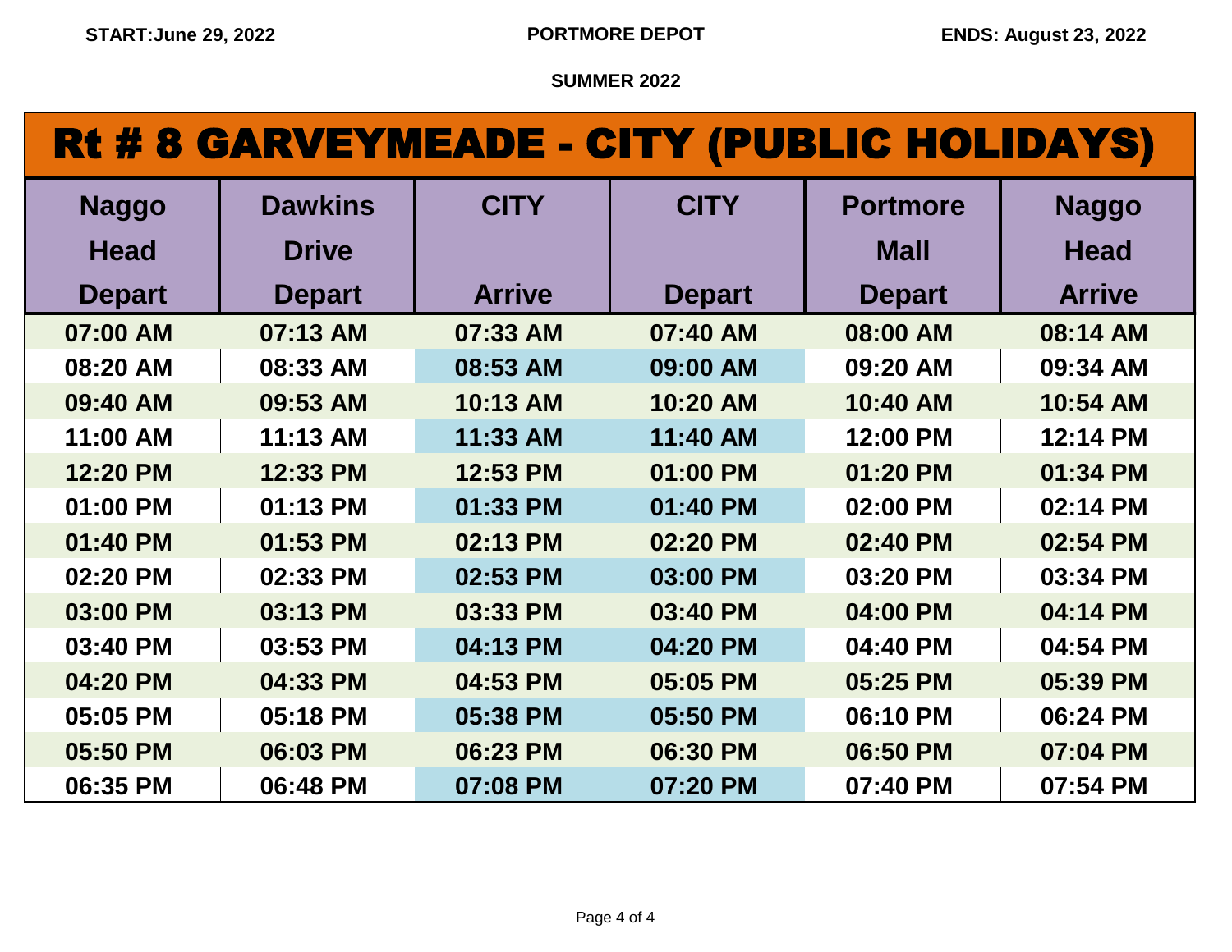START:June 29, 2022 | PORTMORE DEPOT | ENDS: August 23, 2022

SUMMER 2022

# Rt # 8 GARVEYMEADE - CITY (PUBLIC HOLIDAYS)

| Naggo Head Depart | Dawkins Drive Depart | CITY Arrive | CITY Depart | Portmore Mall Depart | Naggo Head Arrive |
|---|---|---|---|---|---|
| 07:00 AM | 07:13 AM | 07:33 AM | 07:40 AM | 08:00 AM | 08:14 AM |
| 08:20 AM | 08:33 AM | 08:53 AM | 09:00 AM | 09:20 AM | 09:34 AM |
| 09:40 AM | 09:53 AM | 10:13 AM | 10:20 AM | 10:40 AM | 10:54 AM |
| 11:00 AM | 11:13 AM | 11:33 AM | 11:40 AM | 12:00 PM | 12:14 PM |
| 12:20 PM | 12:33 PM | 12:53 PM | 01:00 PM | 01:20 PM | 01:34 PM |
| 01:00 PM | 01:13 PM | 01:33 PM | 01:40 PM | 02:00 PM | 02:14 PM |
| 01:40 PM | 01:53 PM | 02:13 PM | 02:20 PM | 02:40 PM | 02:54 PM |
| 02:20 PM | 02:33 PM | 02:53 PM | 03:00 PM | 03:20 PM | 03:34 PM |
| 03:00 PM | 03:13 PM | 03:33 PM | 03:40 PM | 04:00 PM | 04:14 PM |
| 03:40 PM | 03:53 PM | 04:13 PM | 04:20 PM | 04:40 PM | 04:54 PM |
| 04:20 PM | 04:33 PM | 04:53 PM | 05:05 PM | 05:25 PM | 05:39 PM |
| 05:05 PM | 05:18 PM | 05:38 PM | 05:50 PM | 06:10 PM | 06:24 PM |
| 05:50 PM | 06:03 PM | 06:23 PM | 06:30 PM | 06:50 PM | 07:04 PM |
| 06:35 PM | 06:48 PM | 07:08 PM | 07:20 PM | 07:40 PM | 07:54 PM |